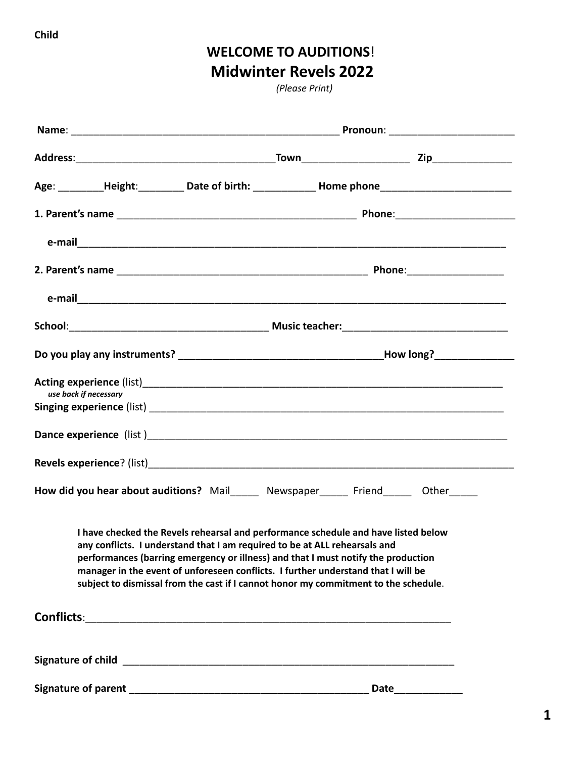**Child**

# **WELCOME TO AUDITIONS!**
# **Midwinter Revels 2022**

*(Please Print)*

**Name**: _______________________________________________ **Pronoun**: ______________________

**Address**:___________________________________**Town**__________________ **Zip**_____________

**Age**: ________**Height**:________ **Date of birth:** ___________ **Home phone**______________________

**1. Parent's name** ___________________________________________ **Phone**:____________________

**e-mail**_____________________________________________________________________________

**2. Parent's name** _____________________________________________ **Phone**:_________________

**e-mail**_____________________________________________________________________________

**School**:__________________________________ **Music teacher:**____________________________

**Do you play any instruments?** __________________________________**How long?**_____________

**Acting experience** (list)____________________________________________________________
*use back if necessary*

**Singing experience** (list) __________________________________________________________

**Dance experience** (list )____________________________________________________________

**Revels experience**? (list)___________________________________________________________

**How did you hear about auditions?** Mail_____ Newspaper_____ Friend_____ Other_____

**I have checked the Revels rehearsal and performance schedule and have listed below any conflicts. I understand that I am required to be at ALL rehearsals and performances (barring emergency or illness) and that I must notify the production manager in the event of unforeseen conflicts. I further understand that I will be subject to dismissal from the cast if I cannot honor my commitment to the schedule**.

**Conflicts**:______________________________________________________________

**Signature of child** _________________________________________________________

**Signature of parent** ___________________________________________ **Date**____________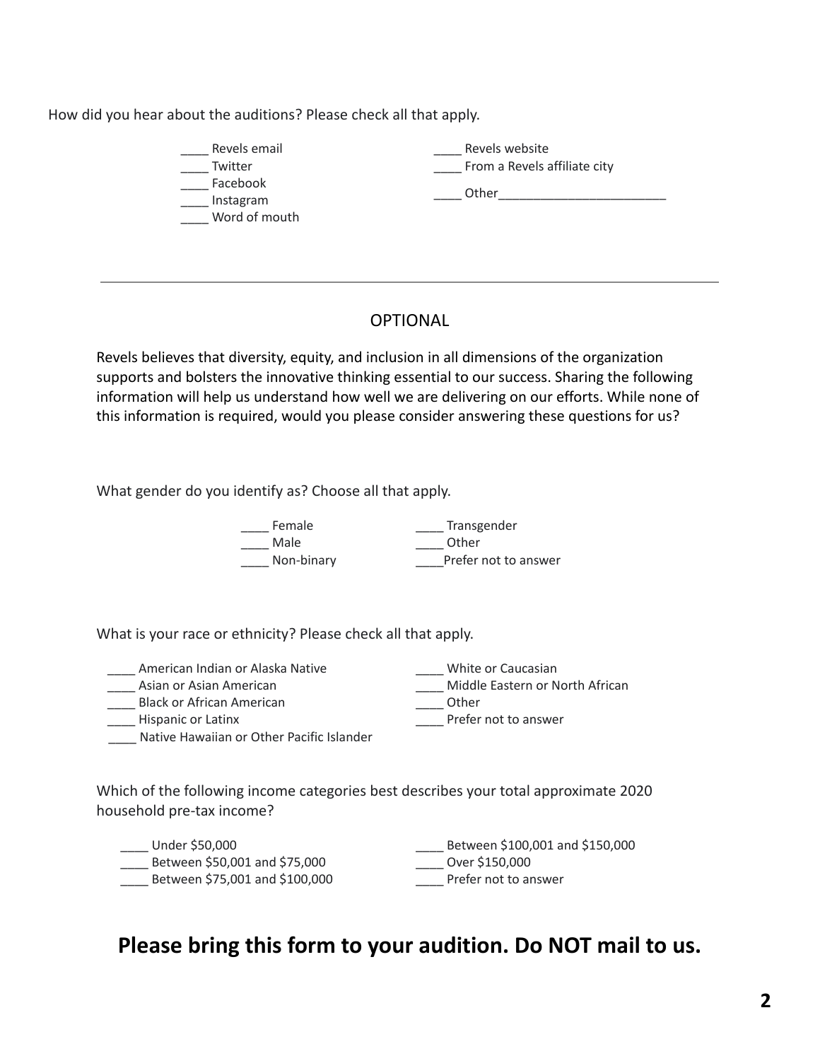How did you hear about the auditions? Please check all that apply.

____ Revels email
____ Twitter
____ Facebook
____ Instagram
____ Word of mouth
____ Revels website
____ From a Revels affiliate city
____ Other________________________

---

## OPTIONAL

Revels believes that diversity, equity, and inclusion in all dimensions of the organization supports and bolsters the innovative thinking essential to our success. Sharing the following information will help us understand how well we are delivering on our efforts. While none of this information is required, would you please consider answering these questions for us?

What gender do you identify as? Choose all that apply.

____ Female
____ Male
____ Non-binary
____ Transgender
____ Other
____Prefer not to answer

What is your race or ethnicity? Please check all that apply.

____ American Indian or Alaska Native
____ Asian or Asian American
____ Black or African American
____ Hispanic or Latinx
____ Native Hawaiian or Other Pacific Islander
____ White or Caucasian
____ Middle Eastern or North African
____ Other
____ Prefer not to answer

Which of the following income categories best describes your total approximate 2020 household pre-tax income?

____ Under $50,000
____ Between $50,001 and $75,000
____ Between $75,001 and $100,000
____ Between $100,001 and $150,000
____ Over $150,000
____ Prefer not to answer

## Please bring this form to your audition. Do NOT mail to us.